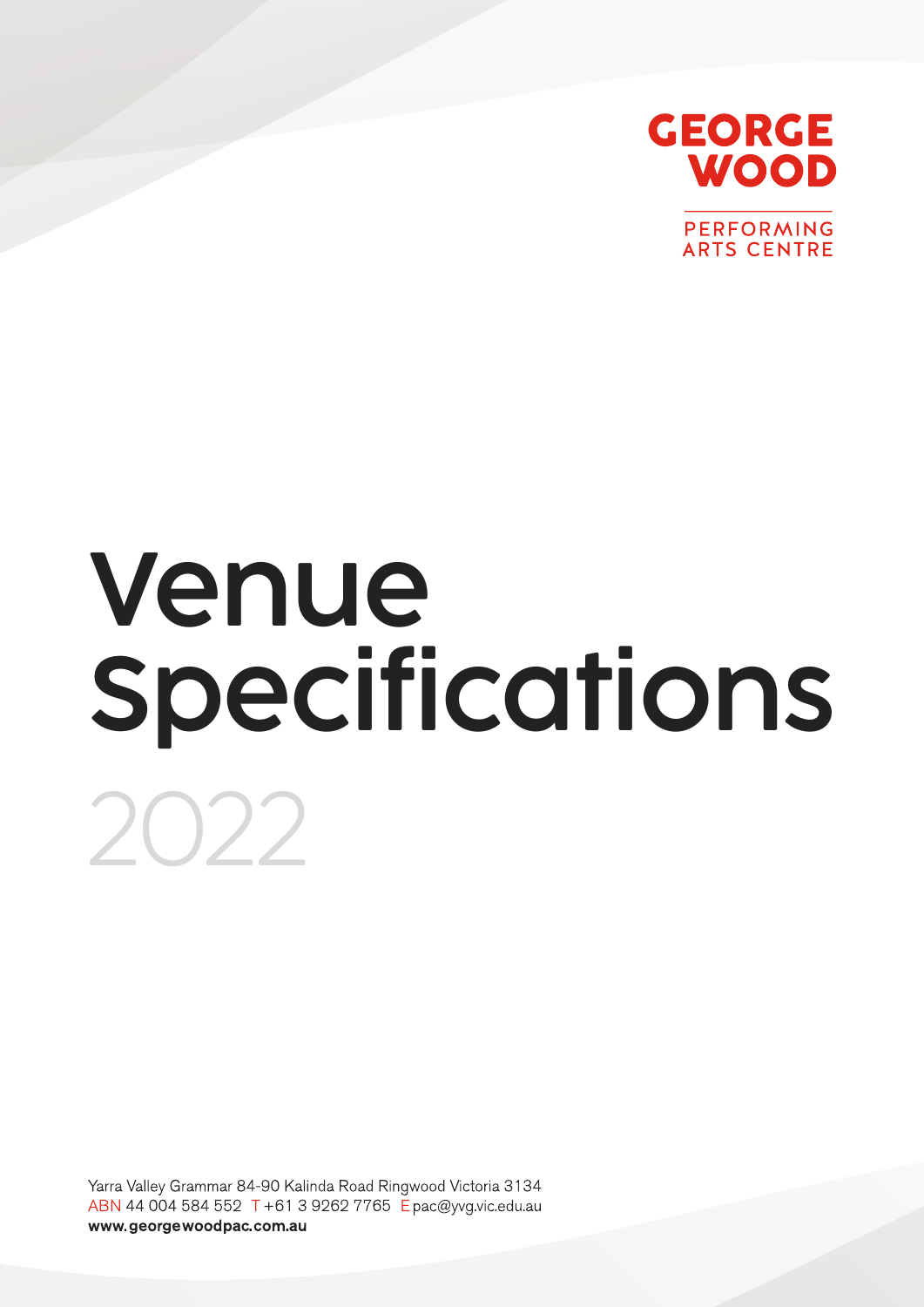GEORGE WOOD

PERFORMING ARTS CENTRE

# Venue Specifications

2022

Yarra Valley Grammar 84-90 Kalinda Road Ringwood Victoria 3134
ABN 44 004 584 552 T +61 3 9262 7765 E pac@yvg.vic.edu.au
**www.georgewoodpac.com.au**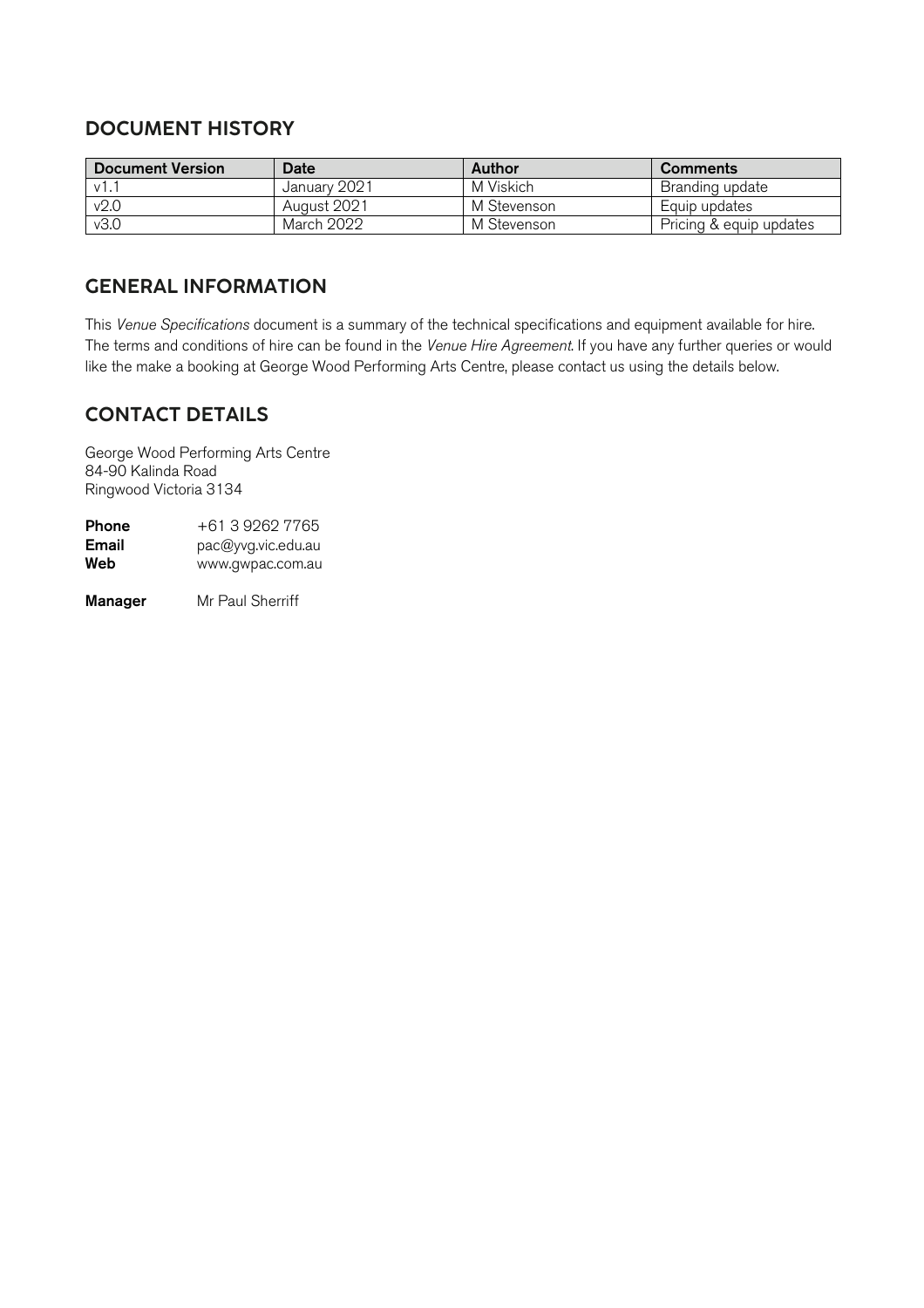## DOCUMENT HISTORY

| Document Version | Date | Author | Comments |
|---|---|---|---|
| v1.1 | January 2021 | M Viskich | Branding update |
| v2.0 | August 2021 | M Stevenson | Equip updates |
| v3.0 | March 2022 | M Stevenson | Pricing & equip updates |

## GENERAL INFORMATION

This *Venue Specifications* document is a summary of the technical specifications and equipment available for hire. The terms and conditions of hire can be found in the *Venue Hire Agreement*. If you have any further queries or would like the make a booking at George Wood Performing Arts Centre, please contact us using the details below.

## CONTACT DETAILS

George Wood Performing Arts Centre
84-90 Kalinda Road
Ringwood Victoria 3134

**Phone** +61 3 9262 7765
**Email** pac@yvg.vic.edu.au
**Web** www.gwpac.com.au

**Manager** Mr Paul Sherriff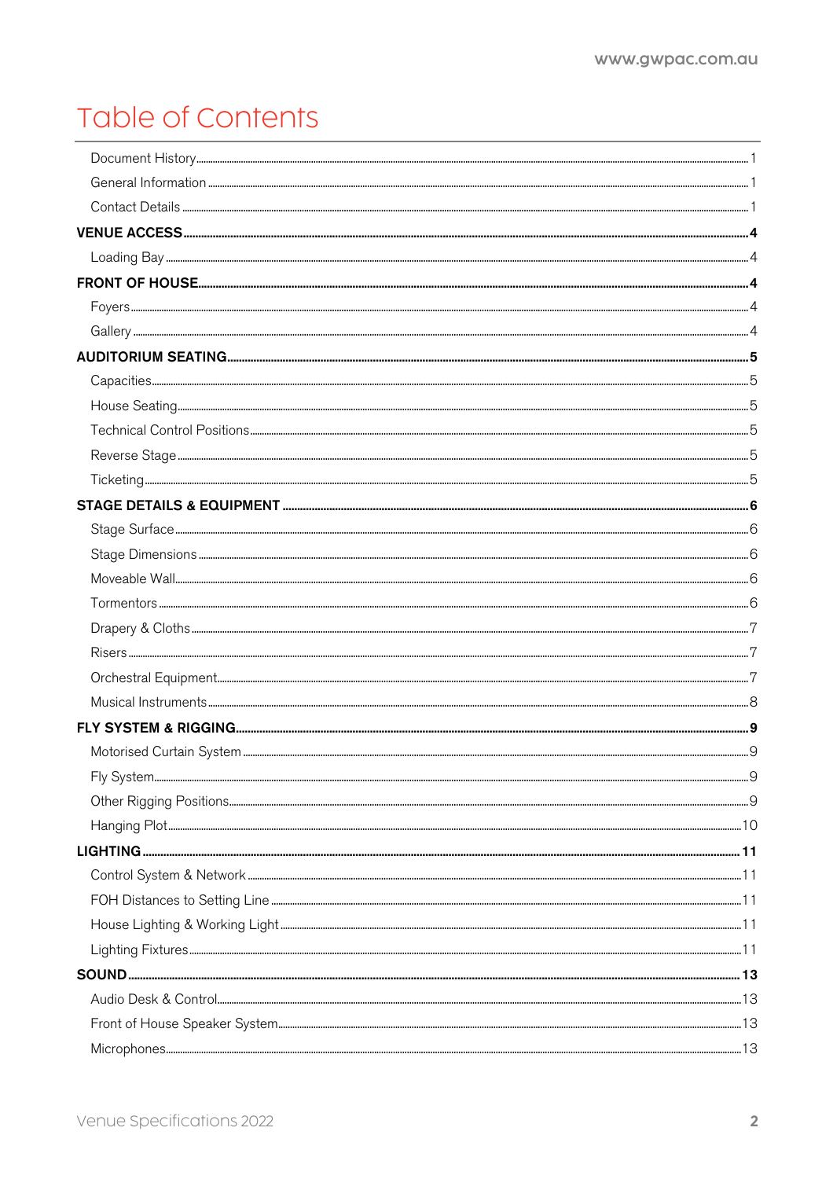# Table of Contents

Document History ........ 1
General Information ........ 1
Contact Details ........ 1

**VENUE ACCESS ........ 4**
Loading Bay ........ 4

**FRONT OF HOUSE ........ 4**
Foyers ........ 4
Gallery ........ 4

**AUDITORIUM SEATING ........ 5**
Capacities ........ 5
House Seating ........ 5
Technical Control Positions ........ 5
Reverse Stage ........ 5
Ticketing ........ 5

**STAGE DETAILS & EQUIPMENT ........ 6**
Stage Surface ........ 6
Stage Dimensions ........ 6
Moveable Wall ........ 6
Tormentors ........ 6
Drapery & Cloths ........ 7
Risers ........ 7
Orchestral Equipment ........ 7
Musical Instruments ........ 8

**FLY SYSTEM & RIGGING ........ 9**
Motorised Curtain System ........ 9
Fly System ........ 9
Other Rigging Positions ........ 9
Hanging Plot ........ 10

**LIGHTING ........ 11**
Control System & Network ........ 11
FOH Distances to Setting Line ........ 11
House Lighting & Working Light ........ 11
Lighting Fixtures ........ 11

**SOUND ........ 13**
Audio Desk & Control ........ 13
Front of House Speaker System ........ 13
Microphones ........ 13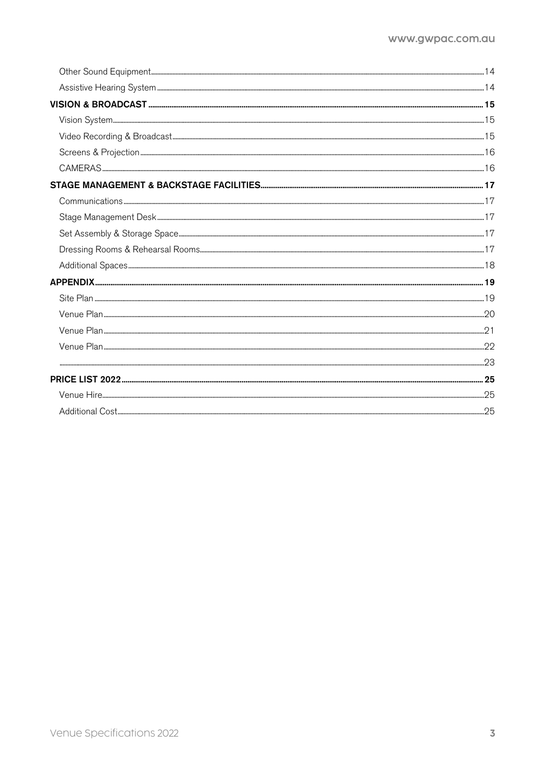Other Sound Equipment.....14
Assistive Hearing System.....14

**VISION & BROADCAST.....15**

Vision System.....15
Video Recording & Broadcast.....15
Screens & Projection.....16
CAMERAS.....16

**STAGE MANAGEMENT & BACKSTAGE FACILITIES.....17**

Communications.....17
Stage Management Desk.....17
Set Assembly & Storage Space.....17
Dressing Rooms & Rehearsal Rooms.....17
Additional Spaces.....18

**APPENDIX.....19**

Site Plan.....19
Venue Plan.....20
Venue Plan.....21
Venue Plan.....22
.....23

**PRICE LIST 2022.....25**

Venue Hire.....25
Additional Cost.....25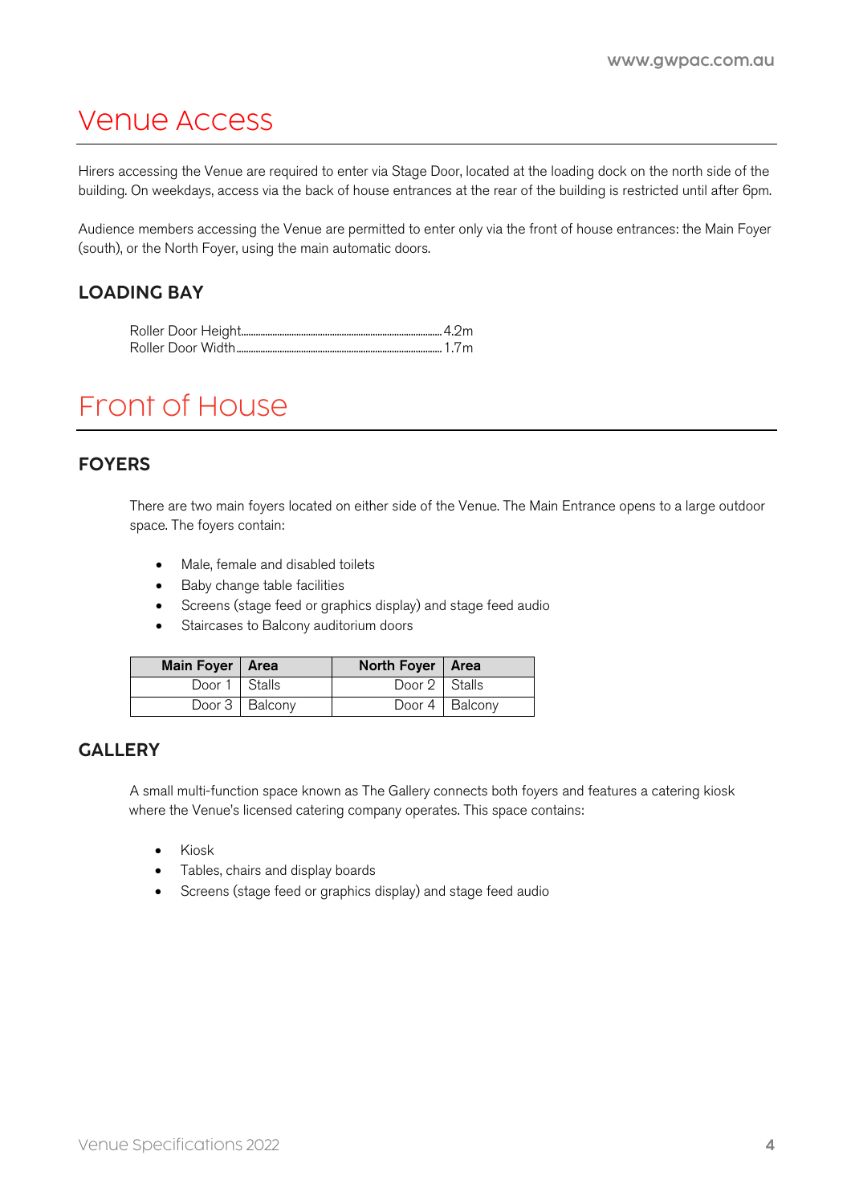# Venue Access

Hirers accessing the Venue are required to enter via Stage Door, located at the loading dock on the north side of the building. On weekdays, access via the back of house entrances at the rear of the building is restricted until after 6pm.

Audience members accessing the Venue are permitted to enter only via the front of house entrances: the Main Foyer (south), or the North Foyer, using the main automatic doors.

## LOADING BAY

Roller Door Height........................................................................ 4.2m
Roller Door Width........................................................................ 1.7m

# Front of House

## FOYERS

There are two main foyers located on either side of the Venue. The Main Entrance opens to a large outdoor space. The foyers contain:

- Male, female and disabled toilets
- Baby change table facilities
- Screens (stage feed or graphics display) and stage feed audio
- Staircases to Balcony auditorium doors

| Main Foyer | Area | North Foyer | Area |
|---|---|---|---|
| Door 1 | Stalls | Door 2 | Stalls |
| Door 3 | Balcony | Door 4 | Balcony |

## GALLERY

A small multi-function space known as The Gallery connects both foyers and features a catering kiosk where the Venue's licensed catering company operates. This space contains:

- Kiosk
- Tables, chairs and display boards
- Screens (stage feed or graphics display) and stage feed audio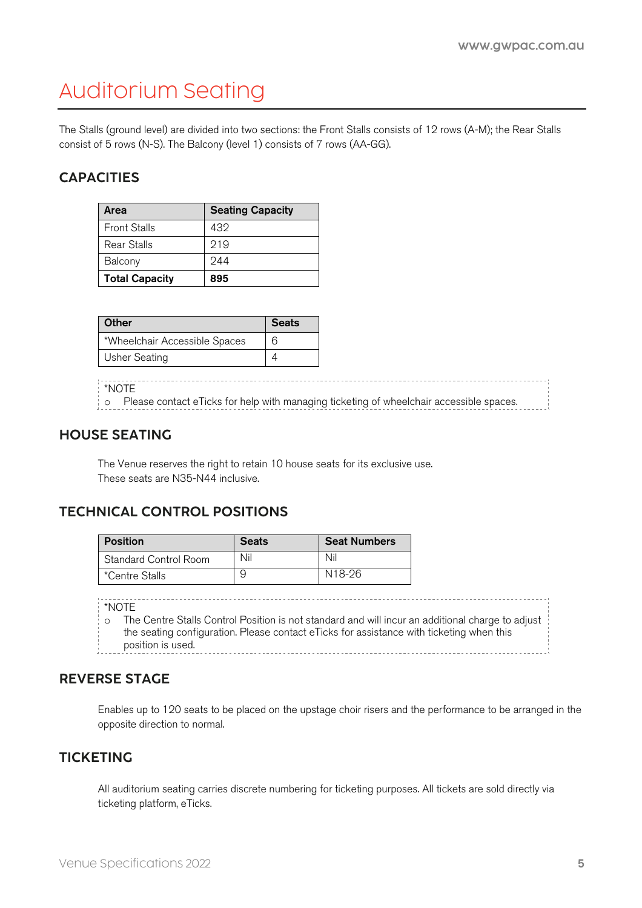# Auditorium Seating

The Stalls (ground level) are divided into two sections: the Front Stalls consists of 12 rows (A-M); the Rear Stalls consist of 5 rows (N-S). The Balcony (level 1) consists of 7 rows (AA-GG).

## CAPACITIES

| Area | Seating Capacity |
|---|---|
| Front Stalls | 432 |
| Rear Stalls | 219 |
| Balcony | 244 |
| **Total Capacity** | **895** |

| Other | Seats |
|---|---|
| *Wheelchair Accessible Spaces | 6 |
| Usher Seating | 4 |

*NOTE

- Please contact eTicks for help with managing ticketing of wheelchair accessible spaces.

## HOUSE SEATING

The Venue reserves the right to retain 10 house seats for its exclusive use.
These seats are N35-N44 inclusive.

## TECHNICAL CONTROL POSITIONS

| Position | Seats | Seat Numbers |
|---|---|---|
| Standard Control Room | Nil | Nil |
| *Centre Stalls | 9 | N18-26 |

*NOTE

- The Centre Stalls Control Position is not standard and will incur an additional charge to adjust the seating configuration. Please contact eTicks for assistance with ticketing when this position is used.

## REVERSE STAGE

Enables up to 120 seats to be placed on the upstage choir risers and the performance to be arranged in the opposite direction to normal.

## TICKETING

All auditorium seating carries discrete numbering for ticketing purposes. All tickets are sold directly via ticketing platform, eTicks.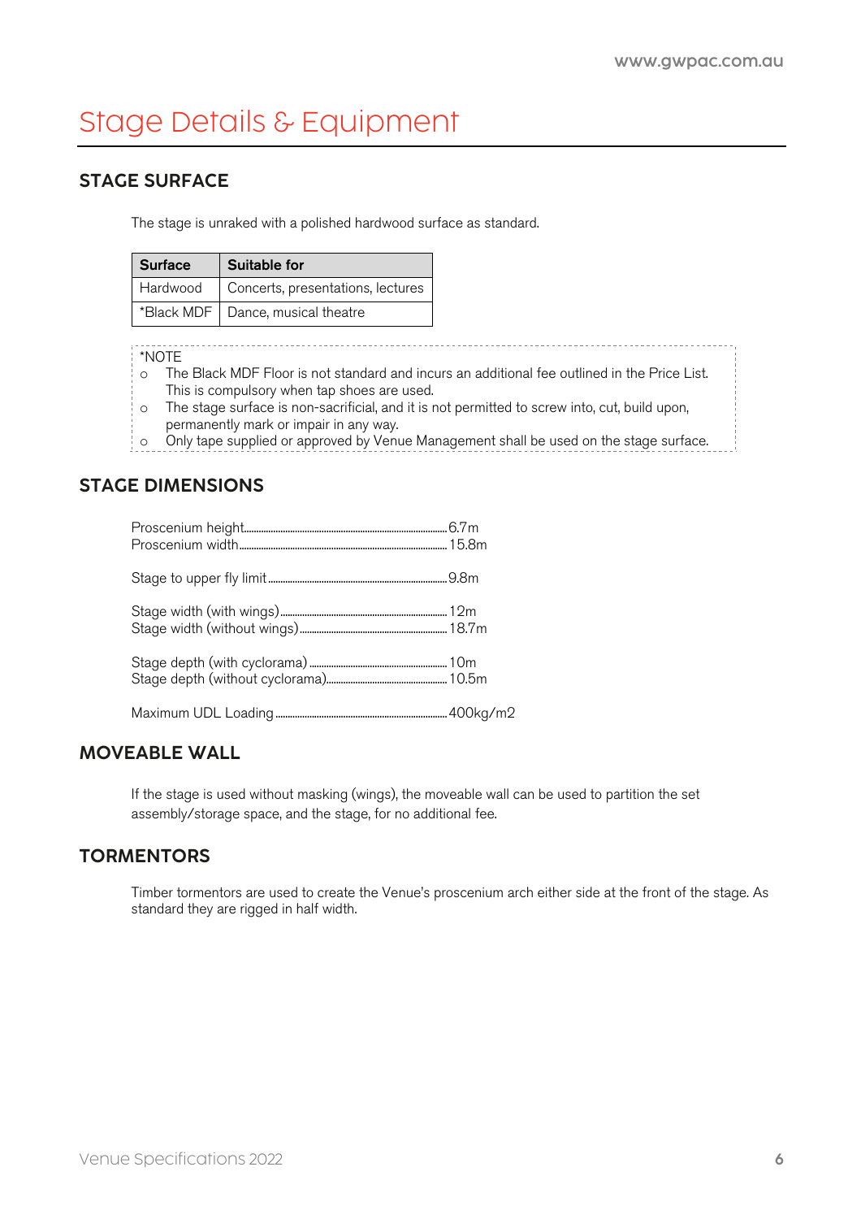# Stage Details & Equipment

## STAGE SURFACE

The stage is unraked with a polished hardwood surface as standard.

| Surface | Suitable for |
|---|---|
| Hardwood | Concerts, presentations, lectures |
| *Black MDF | Dance, musical theatre |

*NOTE

- The Black MDF Floor is not standard and incurs an additional fee outlined in the Price List. This is compulsory when tap shoes are used.
- The stage surface is non-sacrificial, and it is not permitted to screw into, cut, build upon, permanently mark or impair in any way.
- Only tape supplied or approved by Venue Management shall be used on the stage surface.

## STAGE DIMENSIONS

Proscenium height.......................................6.7m
Proscenium width.......................................15.8m

Stage to upper fly limit.......................................9.8m

Stage width (with wings).......................................12m
Stage width (without wings).......................................18.7m

Stage depth (with cyclorama).......................................10m
Stage depth (without cyclorama).......................................10.5m

Maximum UDL Loading.......................................400kg/m2

## MOVEABLE WALL

If the stage is used without masking (wings), the moveable wall can be used to partition the set assembly/storage space, and the stage, for no additional fee.

## TORMENTORS

Timber tormentors are used to create the Venue's proscenium arch either side at the front of the stage. As standard they are rigged in half width.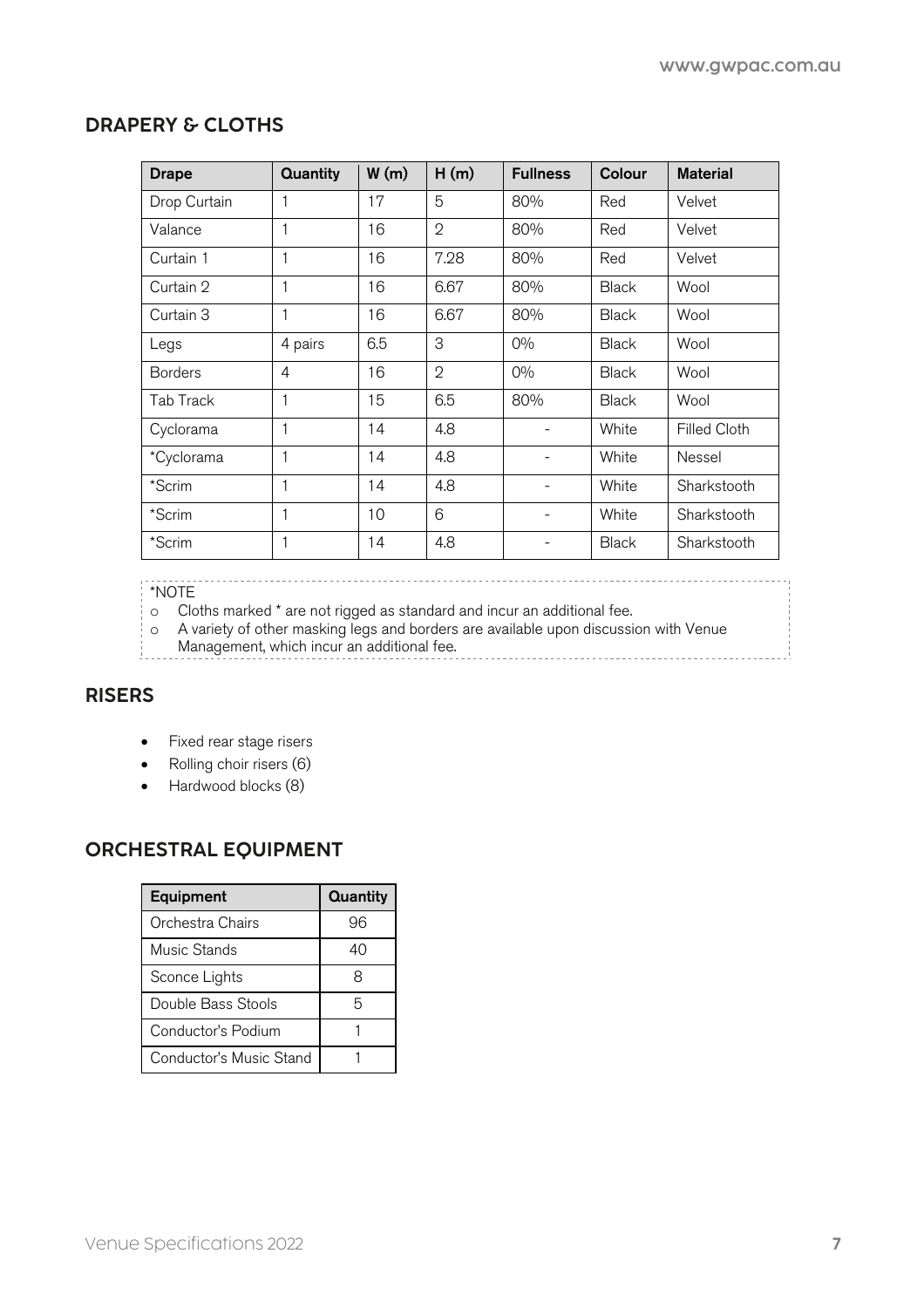## DRAPERY & CLOTHS

| Drape | Quantity | W (m) | H (m) | Fullness | Colour | Material |
|---|---|---|---|---|---|---|
| Drop Curtain | 1 | 17 | 5 | 80% | Red | Velvet |
| Valance | 1 | 16 | 2 | 80% | Red | Velvet |
| Curtain 1 | 1 | 16 | 7.28 | 80% | Red | Velvet |
| Curtain 2 | 1 | 16 | 6.67 | 80% | Black | Wool |
| Curtain 3 | 1 | 16 | 6.67 | 80% | Black | Wool |
| Legs | 4 pairs | 6.5 | 3 | 0% | Black | Wool |
| Borders | 4 | 16 | 2 | 0% | Black | Wool |
| Tab Track | 1 | 15 | 6.5 | 80% | Black | Wool |
| Cyclorama | 1 | 14 | 4.8 | - | White | Filled Cloth |
| *Cyclorama | 1 | 14 | 4.8 | - | White | Nessel |
| *Scrim | 1 | 14 | 4.8 | - | White | Sharkstooth |
| *Scrim | 1 | 10 | 6 | - | White | Sharkstooth |
| *Scrim | 1 | 14 | 4.8 | - | Black | Sharkstooth |

*NOTE

- Cloths marked * are not rigged as standard and incur an additional fee.
- A variety of other masking legs and borders are available upon discussion with Venue Management, which incur an additional fee.

## RISERS

- Fixed rear stage risers
- Rolling choir risers (6)
- Hardwood blocks (8)

## ORCHESTRAL EQUIPMENT

| Equipment | Quantity |
|---|---|
| Orchestra Chairs | 96 |
| Music Stands | 40 |
| Sconce Lights | 8 |
| Double Bass Stools | 5 |
| Conductor's Podium | 1 |
| Conductor's Music Stand | 1 |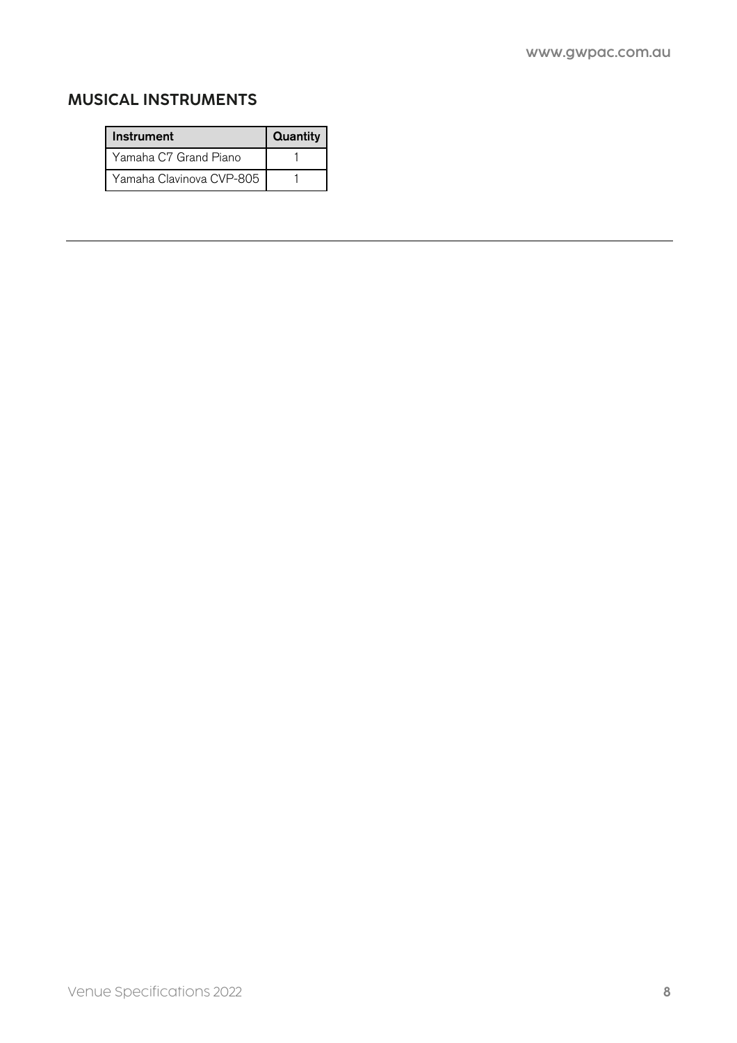## MUSICAL INSTRUMENTS

| Instrument | Quantity |
| --- | --- |
| Yamaha C7 Grand Piano | 1 |
| Yamaha Clavinova CVP-805 | 1 |

---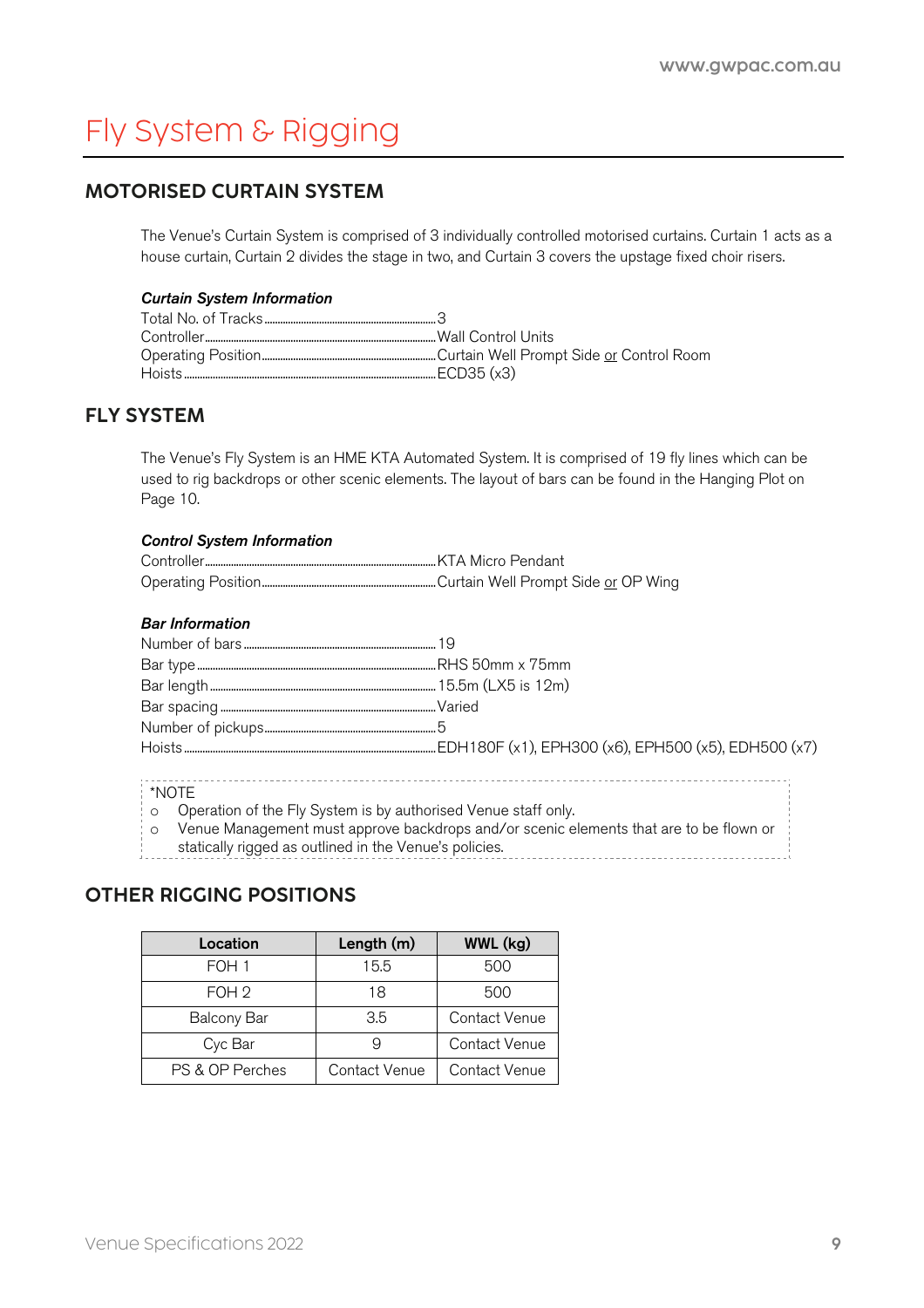# Fly System & Rigging

## MOTORISED CURTAIN SYSTEM

The Venue's Curtain System is comprised of 3 individually controlled motorised curtains. Curtain 1 acts as a house curtain, Curtain 2 divides the stage in two, and Curtain 3 covers the upstage fixed choir risers.

***Curtain System Information***

Total No. of Tracks........3
Controller........Wall Control Units
Operating Position........Curtain Well Prompt Side or Control Room
Hoists........ECD35 (x3)

## FLY SYSTEM

The Venue's Fly System is an HME KTA Automated System. It is comprised of 19 fly lines which can be used to rig backdrops or other scenic elements. The layout of bars can be found in the Hanging Plot on Page 10.

***Control System Information***

Controller........KTA Micro Pendant
Operating Position........Curtain Well Prompt Side or OP Wing

***Bar Information***

Number of bars........19
Bar type........RHS 50mm x 75mm
Bar length........15.5m (LX5 is 12m)
Bar spacing........Varied
Number of pickups........5
Hoists........EDH180F (x1), EPH300 (x6), EPH500 (x5), EDH500 (x7)

*NOTE
- Operation of the Fly System is by authorised Venue staff only.
- Venue Management must approve backdrops and/or scenic elements that are to be flown or statically rigged as outlined in the Venue's policies.

## OTHER RIGGING POSITIONS

| Location | Length (m) | WWL (kg) |
|---|---|---|
| FOH 1 | 15.5 | 500 |
| FOH 2 | 18 | 500 |
| Balcony Bar | 3.5 | Contact Venue |
| Cyc Bar | 9 | Contact Venue |
| PS & OP Perches | Contact Venue | Contact Venue |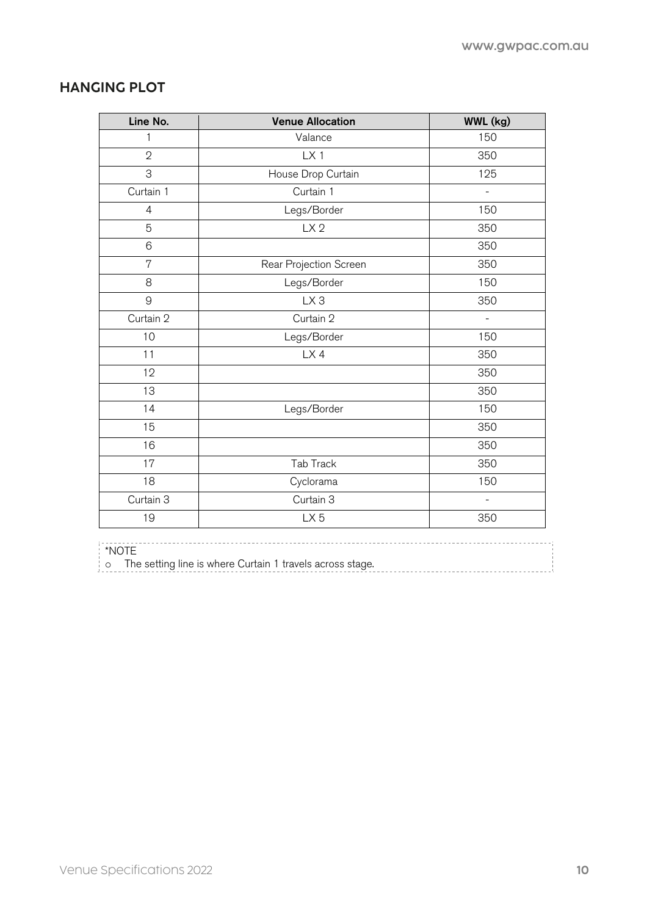## HANGING PLOT

| Line No. | Venue Allocation | WWL (kg) |
|---|---|---|
| 1 | Valance | 150 |
| 2 | LX 1 | 350 |
| 3 | House Drop Curtain | 125 |
| Curtain 1 | Curtain 1 | - |
| 4 | Legs/Border | 150 |
| 5 | LX 2 | 350 |
| 6 | | 350 |
| 7 | Rear Projection Screen | 350 |
| 8 | Legs/Border | 150 |
| 9 | LX 3 | 350 |
| Curtain 2 | Curtain 2 | - |
| 10 | Legs/Border | 150 |
| 11 | LX 4 | 350 |
| 12 | | 350 |
| 13 | | 350 |
| 14 | Legs/Border | 150 |
| 15 | | 350 |
| 16 | | 350 |
| 17 | Tab Track | 350 |
| 18 | Cyclorama | 150 |
| Curtain 3 | Curtain 3 | - |
| 19 | LX 5 | 350 |

*NOTE
- The setting line is where Curtain 1 travels across stage.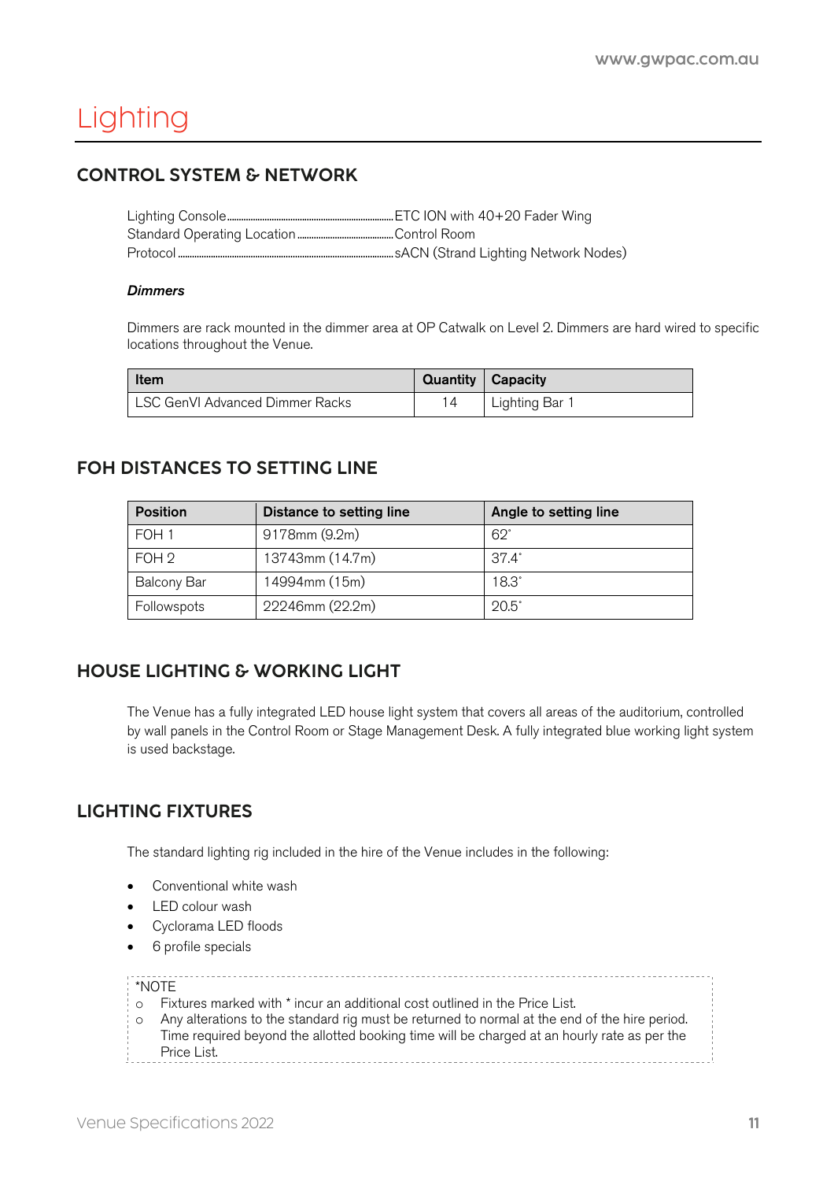# Lighting

## CONTROL SYSTEM & NETWORK

Lighting Console ........ ETC ION with 40+20 Fader Wing
Standard Operating Location ........ Control Room
Protocol ........ sACN (Strand Lighting Network Nodes)

***Dimmers***

Dimmers are rack mounted in the dimmer area at OP Catwalk on Level 2. Dimmers are hard wired to specific locations throughout the Venue.

| Item | Quantity | Capacity |
|---|---|---|
| LSC GenVI Advanced Dimmer Racks | 14 | Lighting Bar 1 |

## FOH DISTANCES TO SETTING LINE

| Position | Distance to setting line | Angle to setting line |
|---|---|---|
| FOH 1 | 9178mm (9.2m) | 62˚ |
| FOH 2 | 13743mm (14.7m) | 37.4˚ |
| Balcony Bar | 14994mm (15m) | 18.3˚ |
| Followspots | 22246mm (22.2m) | 20.5˚ |

## HOUSE LIGHTING & WORKING LIGHT

The Venue has a fully integrated LED house light system that covers all areas of the auditorium, controlled by wall panels in the Control Room or Stage Management Desk. A fully integrated blue working light system is used backstage.

## LIGHTING FIXTURES

The standard lighting rig included in the hire of the Venue includes in the following:

- Conventional white wash
- LED colour wash
- Cyclorama LED floods
- 6 profile specials

*NOTE
- Fixtures marked with * incur an additional cost outlined in the Price List.
- Any alterations to the standard rig must be returned to normal at the end of the hire period. Time required beyond the allotted booking time will be charged at an hourly rate as per the Price List.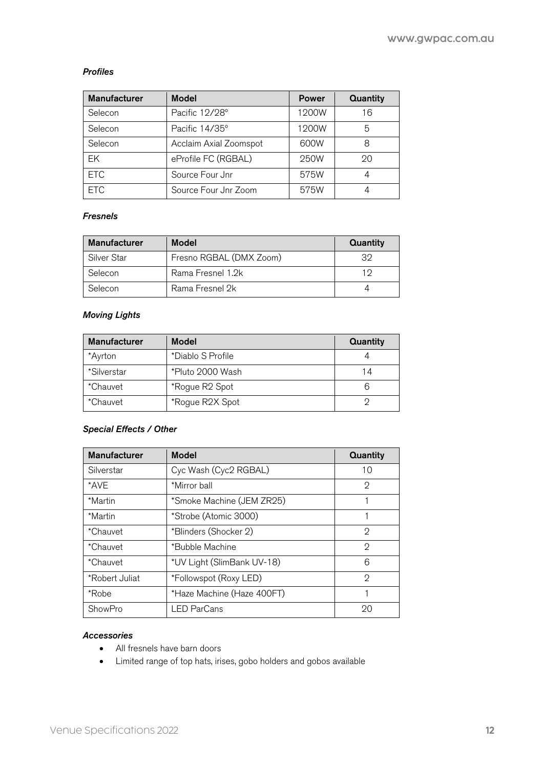### *Profiles*

| Manufacturer | Model | Power | Quantity |
|---|---|---|---|
| Selecon | Pacific 12/28° | 1200W | 16 |
| Selecon | Pacific 14/35° | 1200W | 5 |
| Selecon | Acclaim Axial Zoomspot | 600W | 8 |
| EK | eProfile FC (RGBAL) | 250W | 20 |
| ETC | Source Four Jnr | 575W | 4 |
| ETC | Source Four Jnr Zoom | 575W | 4 |

### *Fresnels*

| Manufacturer | Model | Quantity |
|---|---|---|
| Silver Star | Fresno RGBAL (DMX Zoom) | 32 |
| Selecon | Rama Fresnel 1.2k | 12 |
| Selecon | Rama Fresnel 2k | 4 |

### *Moving Lights*

| Manufacturer | Model | Quantity |
|---|---|---|
| *Ayrton | *Diablo S Profile | 4 |
| *Silverstar | *Pluto 2000 Wash | 14 |
| *Chauvet | *Rogue R2 Spot | 6 |
| *Chauvet | *Rogue R2X Spot | 2 |

### *Special Effects / Other*

| Manufacturer | Model | Quantity |
|---|---|---|
| Silverstar | Cyc Wash (Cyc2 RGBAL) | 10 |
| *AVE | *Mirror ball | 2 |
| *Martin | *Smoke Machine (JEM ZR25) | 1 |
| *Martin | *Strobe (Atomic 3000) | 1 |
| *Chauvet | *Blinders (Shocker 2) | 2 |
| *Chauvet | *Bubble Machine | 2 |
| *Chauvet | *UV Light (SlimBank UV-18) | 6 |
| *Robert Juliat | *Followspot (Roxy LED) | 2 |
| *Robe | *Haze Machine (Haze 400FT) | 1 |
| ShowPro | LED ParCans | 20 |

### *Accessories*

- All fresnels have barn doors
- Limited range of top hats, irises, gobo holders and gobos available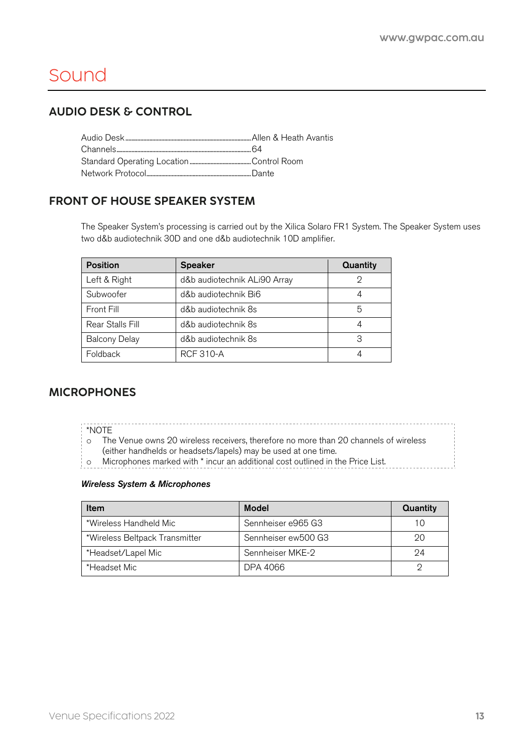# Sound

## AUDIO DESK & CONTROL

Audio Desk........Allen & Heath Avantis
Channels........64
Standard Operating Location........Control Room
Network Protocol........Dante

## FRONT OF HOUSE SPEAKER SYSTEM

The Speaker System's processing is carried out by the Xilica Solaro FR1 System. The Speaker System uses two d&b audiotechnik 30D and one d&b audiotechnik 10D amplifier.

| Position | Speaker | Quantity |
|---|---|---|
| Left & Right | d&b audiotechnik ALi90 Array | 2 |
| Subwoofer | d&b audiotechnik Bi6 | 4 |
| Front Fill | d&b audiotechnik 8s | 5 |
| Rear Stalls Fill | d&b audiotechnik 8s | 4 |
| Balcony Delay | d&b audiotechnik 8s | 3 |
| Foldback | RCF 310-A | 4 |

## MICROPHONES

*NOTE
- The Venue owns 20 wireless receivers, therefore no more than 20 channels of wireless (either handhelds or headsets/lapels) may be used at one time.
- Microphones marked with * incur an additional cost outlined in the Price List.

***Wireless System & Microphones***

| Item | Model | Quantity |
|---|---|---|
| *Wireless Handheld Mic | Sennheiser e965 G3 | 10 |
| *Wireless Beltpack Transmitter | Sennheiser ew500 G3 | 20 |
| *Headset/Lapel Mic | Sennheiser MKE-2 | 24 |
| *Headset Mic | DPA 4066 | 2 |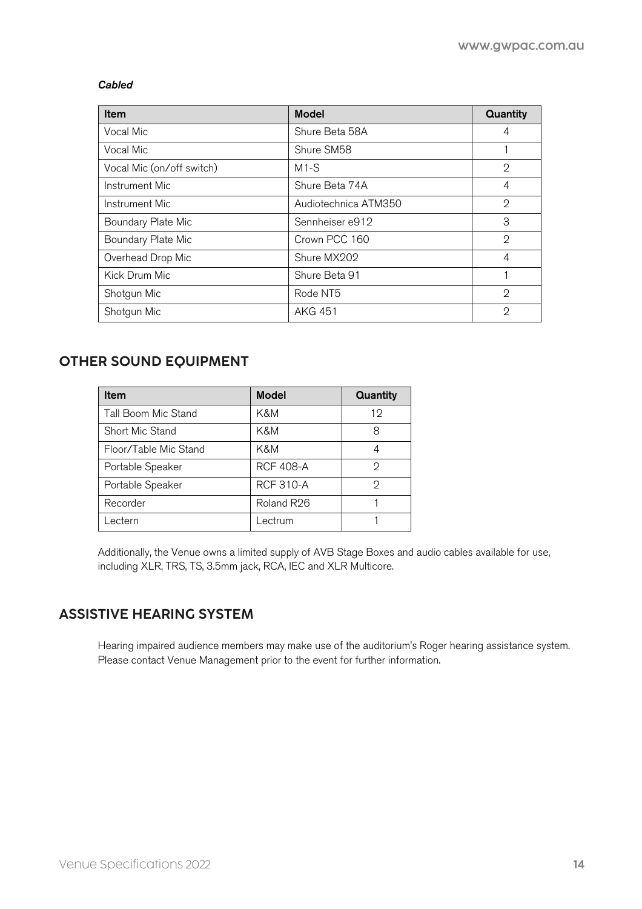***Cabled***

| Item | Model | Quantity |
| --- | --- | --- |
| Vocal Mic | Shure Beta 58A | 4 |
| Vocal Mic | Shure SM58 | 1 |
| Vocal Mic (on/off switch) | M1-S | 2 |
| Instrument Mic | Shure Beta 74A | 4 |
| Instrument Mic | Audiotechnica ATM350 | 2 |
| Boundary Plate Mic | Sennheiser e912 | 3 |
| Boundary Plate Mic | Crown PCC 160 | 2 |
| Overhead Drop Mic | Shure MX202 | 4 |
| Kick Drum Mic | Shure Beta 91 | 1 |
| Shotgun Mic | Rode NT5 | 2 |
| Shotgun Mic | AKG 451 | 2 |

## OTHER SOUND EQUIPMENT

| Item | Model | Quantity |
| --- | --- | --- |
| Tall Boom Mic Stand | K&M | 12 |
| Short Mic Stand | K&M | 8 |
| Floor/Table Mic Stand | K&M | 4 |
| Portable Speaker | RCF 408-A | 2 |
| Portable Speaker | RCF 310-A | 2 |
| Recorder | Roland R26 | 1 |
| Lectern | Lectrum | 1 |

Additionally, the Venue owns a limited supply of AVB Stage Boxes and audio cables available for use, including XLR, TRS, TS, 3.5mm jack, RCA, IEC and XLR Multicore.

## ASSISTIVE HEARING SYSTEM

Hearing impaired audience members may make use of the auditorium's Roger hearing assistance system. Please contact Venue Management prior to the event for further information.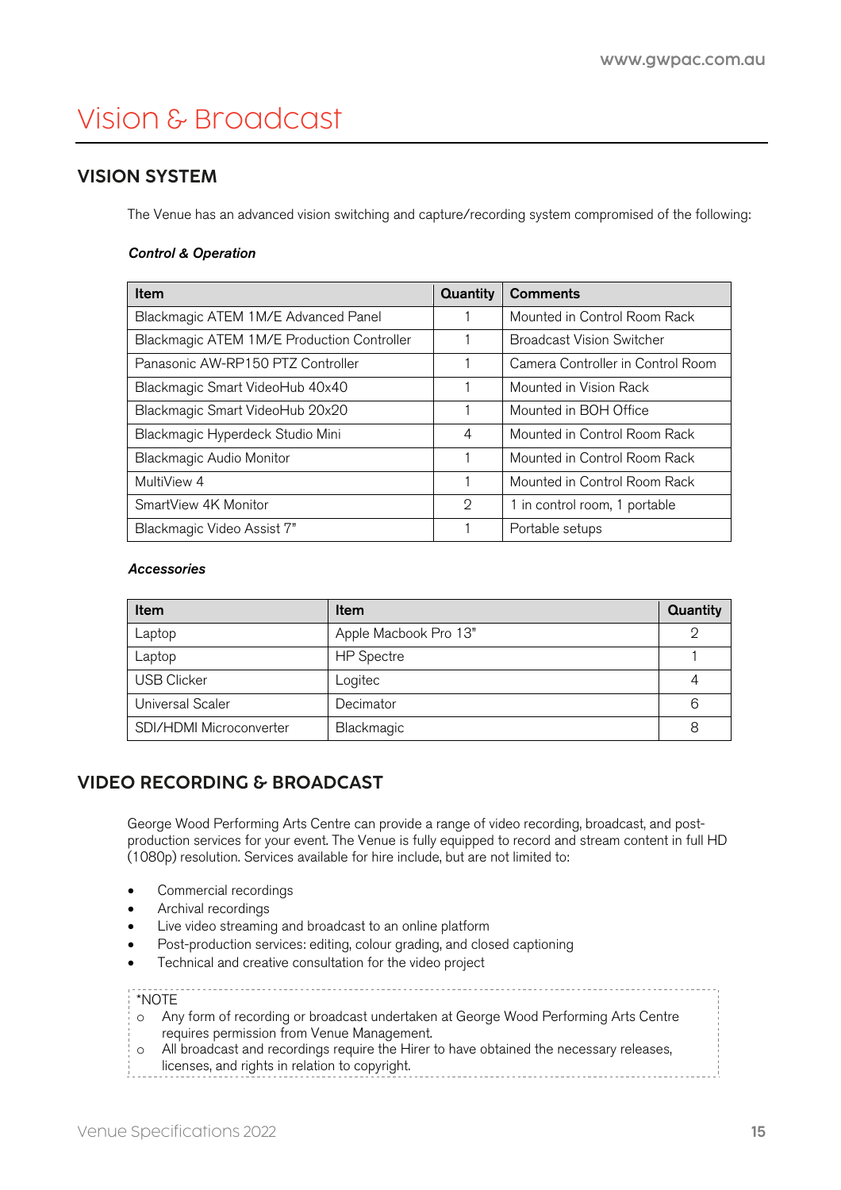# Vision & Broadcast

## VISION SYSTEM

The Venue has an advanced vision switching and capture/recording system compromised of the following:

***Control & Operation***

| Item | Quantity | Comments |
|---|---|---|
| Blackmagic ATEM 1M/E Advanced Panel | 1 | Mounted in Control Room Rack |
| Blackmagic ATEM 1M/E Production Controller | 1 | Broadcast Vision Switcher |
| Panasonic AW-RP150 PTZ Controller | 1 | Camera Controller in Control Room |
| Blackmagic Smart VideoHub 40x40 | 1 | Mounted in Vision Rack |
| Blackmagic Smart VideoHub 20x20 | 1 | Mounted in BOH Office |
| Blackmagic Hyperdeck Studio Mini | 4 | Mounted in Control Room Rack |
| Blackmagic Audio Monitor | 1 | Mounted in Control Room Rack |
| MultiView 4 | 1 | Mounted in Control Room Rack |
| SmartView 4K Monitor | 2 | 1 in control room, 1 portable |
| Blackmagic Video Assist 7" | 1 | Portable setups |

***Accessories***

| Item | Item | Quantity |
|---|---|---|
| Laptop | Apple Macbook Pro 13" | 2 |
| Laptop | HP Spectre | 1 |
| USB Clicker | Logitec | 4 |
| Universal Scaler | Decimator | 6 |
| SDI/HDMI Microconverter | Blackmagic | 8 |

## VIDEO RECORDING & BROADCAST

George Wood Performing Arts Centre can provide a range of video recording, broadcast, and post-production services for your event. The Venue is fully equipped to record and stream content in full HD (1080p) resolution. Services available for hire include, but are not limited to:

- Commercial recordings
- Archival recordings
- Live video streaming and broadcast to an online platform
- Post-production services: editing, colour grading, and closed captioning
- Technical and creative consultation for the video project

*NOTE
- Any form of recording or broadcast undertaken at George Wood Performing Arts Centre requires permission from Venue Management.
- All broadcast and recordings require the Hirer to have obtained the necessary releases, licenses, and rights in relation to copyright.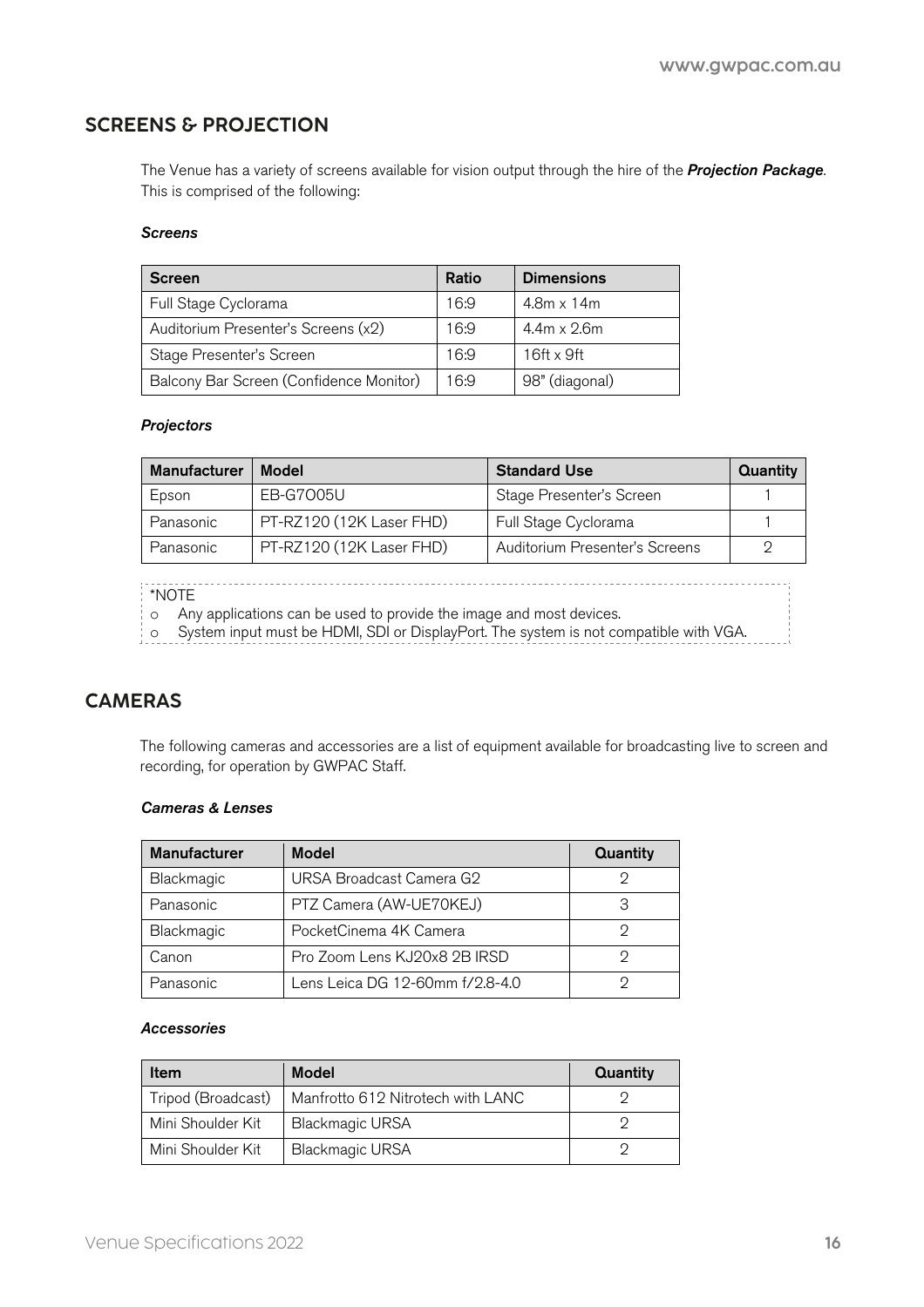## SCREENS & PROJECTION

The Venue has a variety of screens available for vision output through the hire of the ***Projection Package***. This is comprised of the following:

***Screens***

| Screen | Ratio | Dimensions |
|---|---|---|
| Full Stage Cyclorama | 16:9 | 4.8m x 14m |
| Auditorium Presenter's Screens (x2) | 16:9 | 4.4m x 2.6m |
| Stage Presenter's Screen | 16:9 | 16ft x 9ft |
| Balcony Bar Screen (Confidence Monitor) | 16:9 | 98" (diagonal) |

***Projectors***

| Manufacturer | Model | Standard Use | Quantity |
|---|---|---|---|
| Epson | EB-G7O05U | Stage Presenter's Screen | 1 |
| Panasonic | PT-RZ120 (12K Laser FHD) | Full Stage Cyclorama | 1 |
| Panasonic | PT-RZ120 (12K Laser FHD) | Auditorium Presenter's Screens | 2 |

*NOTE
- Any applications can be used to provide the image and most devices.
- System input must be HDMI, SDI or DisplayPort. The system is not compatible with VGA.

## CAMERAS

The following cameras and accessories are a list of equipment available for broadcasting live to screen and recording, for operation by GWPAC Staff.

***Cameras & Lenses***

| Manufacturer | Model | Quantity |
|---|---|---|
| Blackmagic | URSA Broadcast Camera G2 | 2 |
| Panasonic | PTZ Camera (AW-UE70KEJ) | 3 |
| Blackmagic | PocketCinema 4K Camera | 2 |
| Canon | Pro Zoom Lens KJ20x8 2B IRSD | 2 |
| Panasonic | Lens Leica DG 12-60mm f/2.8-4.0 | 2 |

***Accessories***

| Item | Model | Quantity |
|---|---|---|
| Tripod (Broadcast) | Manfrotto 612 Nitrotech with LANC | 2 |
| Mini Shoulder Kit | Blackmagic URSA | 2 |
| Mini Shoulder Kit | Blackmagic URSA | 2 |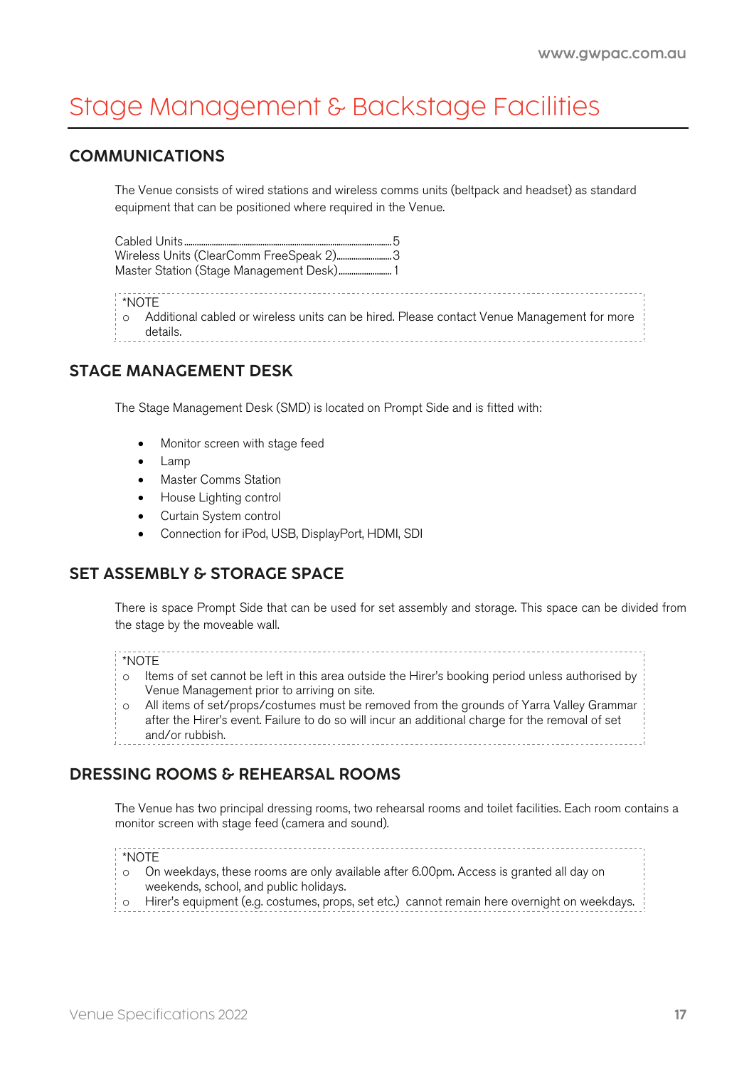# Stage Management & Backstage Facilities

## COMMUNICATIONS

The Venue consists of wired stations and wireless comms units (beltpack and headset) as standard equipment that can be positioned where required in the Venue.

Cabled Units.......................................................5
Wireless Units (ClearComm FreeSpeak 2)..........3
Master Station (Stage Management Desk)..........1

*NOTE
- Additional cabled or wireless units can be hired. Please contact Venue Management for more details.

## STAGE MANAGEMENT DESK

The Stage Management Desk (SMD) is located on Prompt Side and is fitted with:

- Monitor screen with stage feed
- Lamp
- Master Comms Station
- House Lighting control
- Curtain System control
- Connection for iPod, USB, DisplayPort, HDMI, SDI

## SET ASSEMBLY & STORAGE SPACE

There is space Prompt Side that can be used for set assembly and storage. This space can be divided from the stage by the moveable wall.

*NOTE
- Items of set cannot be left in this area outside the Hirer's booking period unless authorised by Venue Management prior to arriving on site.
- All items of set/props/costumes must be removed from the grounds of Yarra Valley Grammar after the Hirer's event. Failure to do so will incur an additional charge for the removal of set and/or rubbish.

## DRESSING ROOMS & REHEARSAL ROOMS

The Venue has two principal dressing rooms, two rehearsal rooms and toilet facilities. Each room contains a monitor screen with stage feed (camera and sound).

*NOTE
- On weekdays, these rooms are only available after 6.00pm. Access is granted all day on weekends, school, and public holidays.
- Hirer's equipment (e.g. costumes, props, set etc.) cannot remain here overnight on weekdays.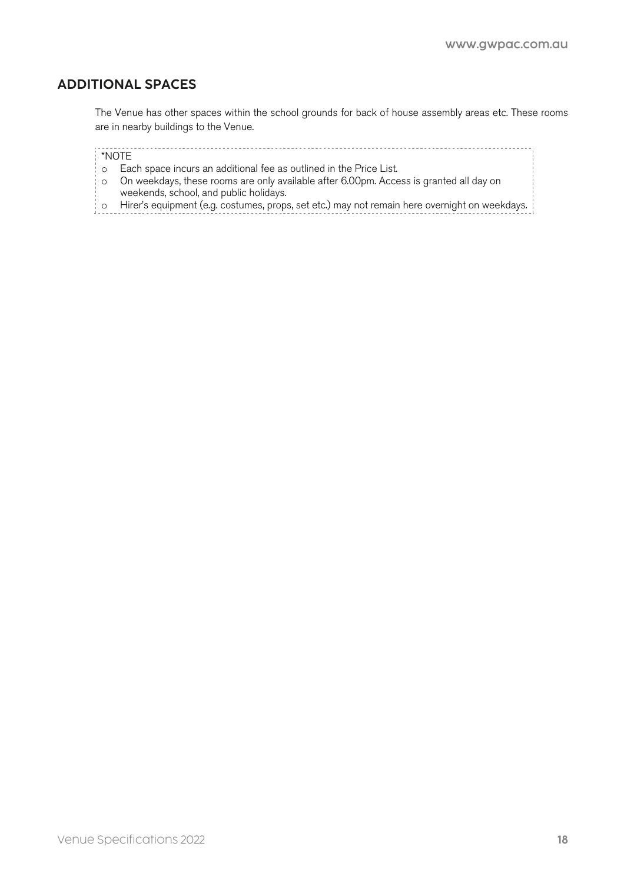## ADDITIONAL SPACES

The Venue has other spaces within the school grounds for back of house assembly areas etc. These rooms are in nearby buildings to the Venue.

*NOTE

- Each space incurs an additional fee as outlined in the Price List.
- On weekdays, these rooms are only available after 6.00pm. Access is granted all day on weekends, school, and public holidays.
- Hirer's equipment (e.g. costumes, props, set etc.) may not remain here overnight on weekdays.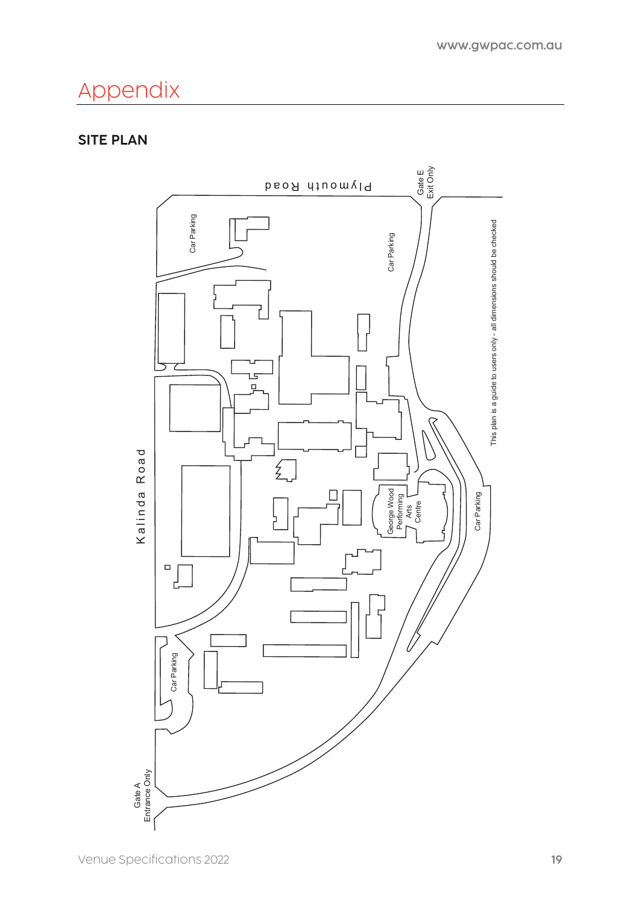# Appendix

## SITE PLAN

Plymouth Road

Gate E
Exit Only

Car Parking

Car Parking

This plan is a guide to users only - all dimensions should be checked

Kalinda Road

George Wood
Performing
Arts
Centre

Car Parking

Car Parking

Gate A
Entrance Only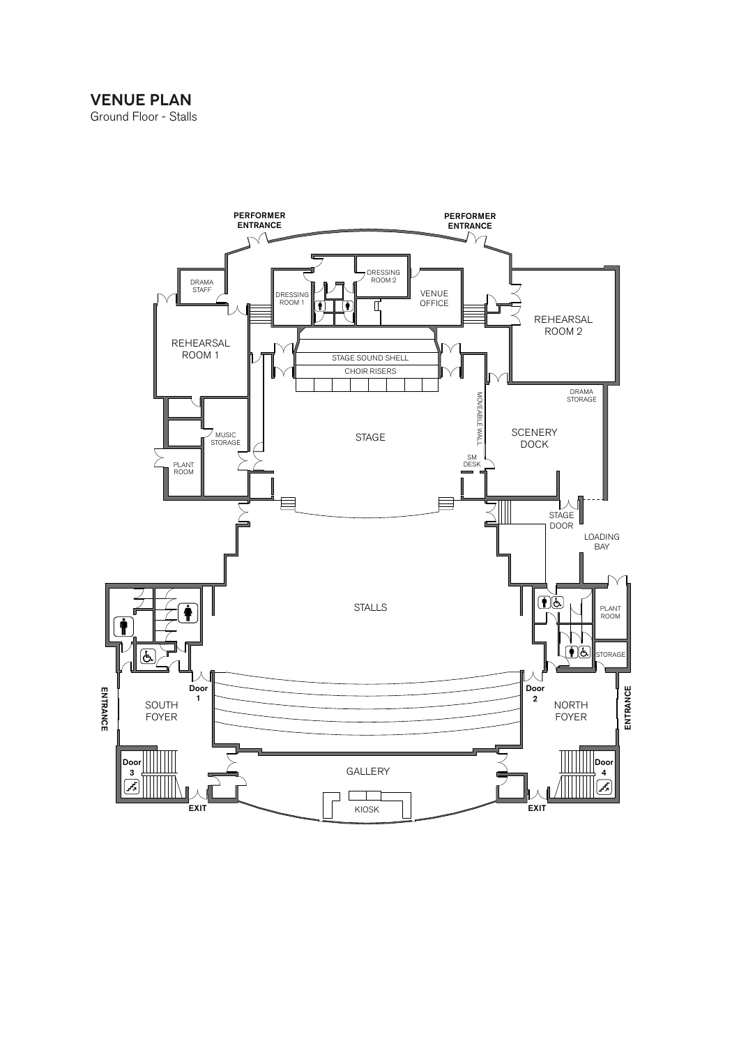# VENUE PLAN

Ground Floor - Stalls

PERFORMER ENTRANCE

PERFORMER ENTRANCE

DRAMA STAFF

DRESSING ROOM 1

DRESSING ROOM 2

VENUE OFFICE

REHEARSAL ROOM 1

REHEARSAL ROOM 2

STAGE SOUND SHELL

CHOIR RISERS

DRAMA STORAGE

MOVEABLE WALL

MUSIC STORAGE

STAGE

SCENERY DOCK

PLANT ROOM

SM DESK

STAGE DOOR

LOADING BAY

STALLS

PLANT ROOM

STORAGE

Door 1

Door 2

ENTRANCE

SOUTH FOYER

NORTH FOYER

ENTRANCE

Door 3

GALLERY

Door 4

EXIT

KIOSK

EXIT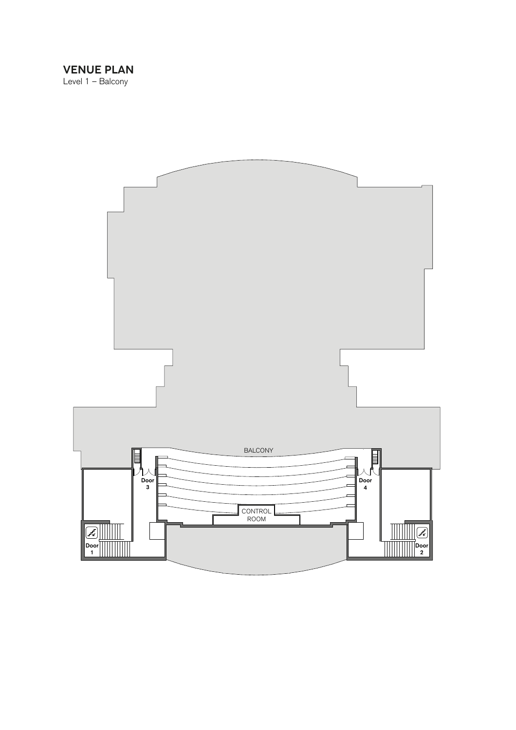## VENUE PLAN

Level 1 – Balcony

BALCONY

Door 3

Door 4

CONTROL ROOM

Door 1

Door 2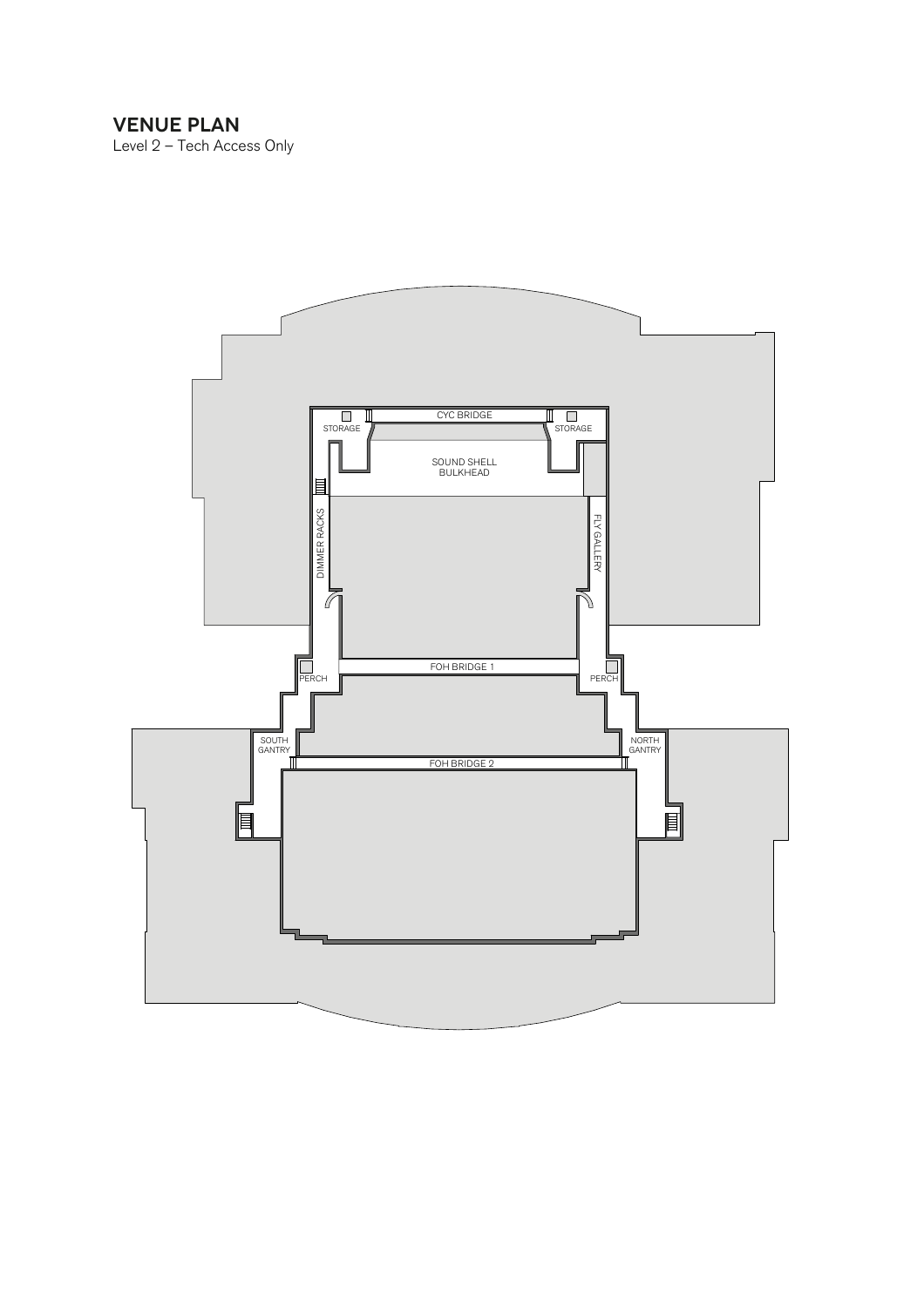## VENUE PLAN

Level 2 – Tech Access Only

CYC BRIDGE

STORAGE

STORAGE

SOUND SHELL
BULKHEAD

DIMMER RACKS

FLY GALLERY

PERCH

FOH BRIDGE 1

PERCH

SOUTH
GANTRY

FOH BRIDGE 2

NORTH
GANTRY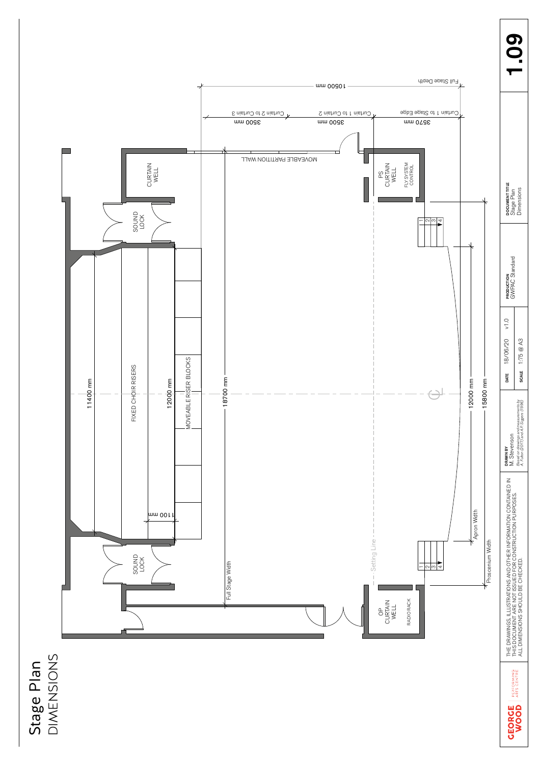# Stage Plan
## DIMENSIONS

CURTAIN WELL

SOUND LOCK

FIXED CHOIR RISERS

11400 mm

12000 mm

1100 mm

MOVEABLE RISER BLOCKS

MOVEABLE PARTITION WALL

18700 mm

Full Stage Width

SOUND LOCK

Setting Line

PS CURTAIN WELL

FLY SYSTEM CONTROL

OP CURTAIN WELL

RADIO RACK

12000 mm

Apron Width

15800 mm

Proscenium Width

10500 mm

Full Stage Depth

3500 mm

Curtain 2 to Curtain 3

3500 mm

Curtain 1 to Curtain 2

3570 mm

Curtain 1 to Stage Edge

1 2 3 4

1 2 3 4

THE DRAWINGS, ILLUSTRATIONS AND OTHER INFORMATION CONTAINED IN THIS DOCUMENT ARE NOT ISSUED FOR CONSTRUCTION PURPOSES. ALL DIMENSIONS SHOULD BE CHECKED.

| DRAWN BY | DATE | | PRODUCTION | DOCUMENT TITLE | |
|---|---|---|---|---|---|
| M. Stevenson<br>*Based on drawings and measurements by A. Fulton (2017) and A.P. Siggers (1996)* | 18/06/20 | v1.0 | GWPAC Standard | Stage Plan Dimensions | 1.09 |
| | SCALE 1:75 @ A3 | | | | |

GEORGE WOOD PERFORMING ARTS CENTRE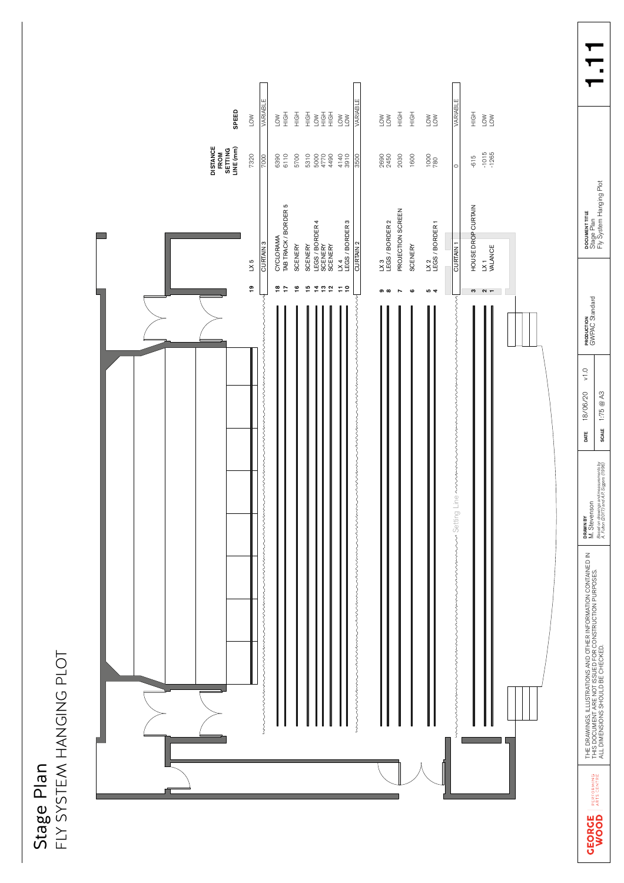# Stage Plan

## FLY SYSTEM HANGING PLOT

| # | | DISTANCE FROM SETTING LINE (mm) | SPEED |
|---|---|---|---|
| 19 | LX 5 | 7320 | LOW |
| | CURTAIN 3 | 7000 | VARIABLE |
| 18 | CYCLORAMA | 6390 | LOW |
| 17 | TAB TRACK / BORDER 5 | 6110 | HIGH |
| 16 | SCENERY | 5700 | HIGH |
| 15 | SCENERY | 5310 | HIGH |
| 14 | LEGS / BORDER 4 | 5000 | LOW |
| 13 | SCENERY | 4770 | HIGH |
| 12 | SCENERY | 4490 | HIGH |
| 11 | LX 4 | 4140 | LOW |
| 10 | LEGS / BORDER 3 | 3910 | LOW |
| | CURTAIN 2 | 3500 | VARIABLE |
| 9 | LX 3 | 2690 | LOW |
| 8 | LEGS / BORDER 2 | 2450 | LOW |
| 7 | PROJECTION SCREEN | 2030 | HIGH |
| 6 | SCENERY | 1600 | HIGH |
| 5 | LX 2 | 1000 | LOW |
| 4 | LEGS / BORDER 1 | 780 | LOW |
| | CURTAIN 1 | 0 | VARIABLE |
| 3 | HOUSE DROP CURTAIN | -615 | HIGH |
| 2 | LX 1 | -1015 | LOW |
| 1 | VALANCE | -1265 | LOW |

Setting Line

THE DRAWINGS, ILLUSTRATIONS AND OTHER INFORMATION CONTAINED IN THIS DOCUMENT ARE NOT ISSUED FOR CONSTRUCTION PURPOSES. ALL DIMENSIONS SHOULD BE CHECKED.

GEORGE WOOD PERFORMING ARTS CENTRE

**DRAWN BY** M. Stevenson
*Based on drawings and measurements by A. Fulton (2017) and A.P. Siggers (1996)*

**DATE** 18/06/20 v1.0
**SCALE** 1:75 @ A3

**PRODUCTION** GWPAC Standard

**DOCUMENT TITLE** Stage Plan Fly System Hanging Plot

**1.11**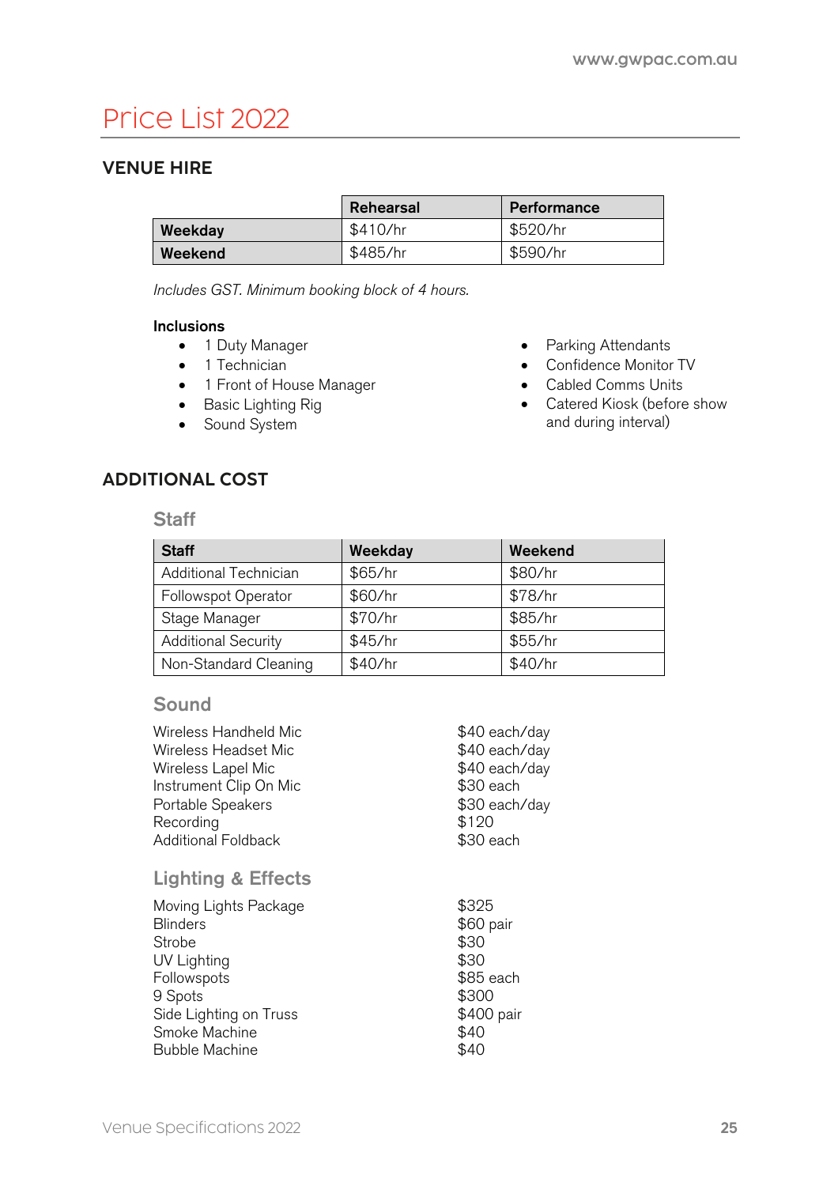# Price List 2022

## VENUE HIRE

| | Rehearsal | Performance |
|---|---|---|
| **Weekday** | $410/hr | $520/hr |
| **Weekend** | $485/hr | $590/hr |

*Includes GST. Minimum booking block of 4 hours.*

**Inclusions**

- 1 Duty Manager
- 1 Technician
- 1 Front of House Manager
- Basic Lighting Rig
- Sound System
- Parking Attendants
- Confidence Monitor TV
- Cabled Comms Units
- Catered Kiosk (before show and during interval)

## ADDITIONAL COST

### Staff

| Staff | Weekday | Weekend |
|---|---|---|
| Additional Technician | $65/hr | $80/hr |
| Followspot Operator | $60/hr | $78/hr |
| Stage Manager | $70/hr | $85/hr |
| Additional Security | $45/hr | $55/hr |
| Non-Standard Cleaning | $40/hr | $40/hr |

### Sound

| | |
|---|---|
| Wireless Handheld Mic | $40 each/day |
| Wireless Headset Mic | $40 each/day |
| Wireless Lapel Mic | $40 each/day |
| Instrument Clip On Mic | $30 each |
| Portable Speakers | $30 each/day |
| Recording | $120 |
| Additional Foldback | $30 each |

### Lighting & Effects

| | |
|---|---|
| Moving Lights Package | $325 |
| Blinders | $60 pair |
| Strobe | $30 |
| UV Lighting | $30 |
| Followspots | $85 each |
| 9 Spots | $300 |
| Side Lighting on Truss | $400 pair |
| Smoke Machine | $40 |
| Bubble Machine | $40 |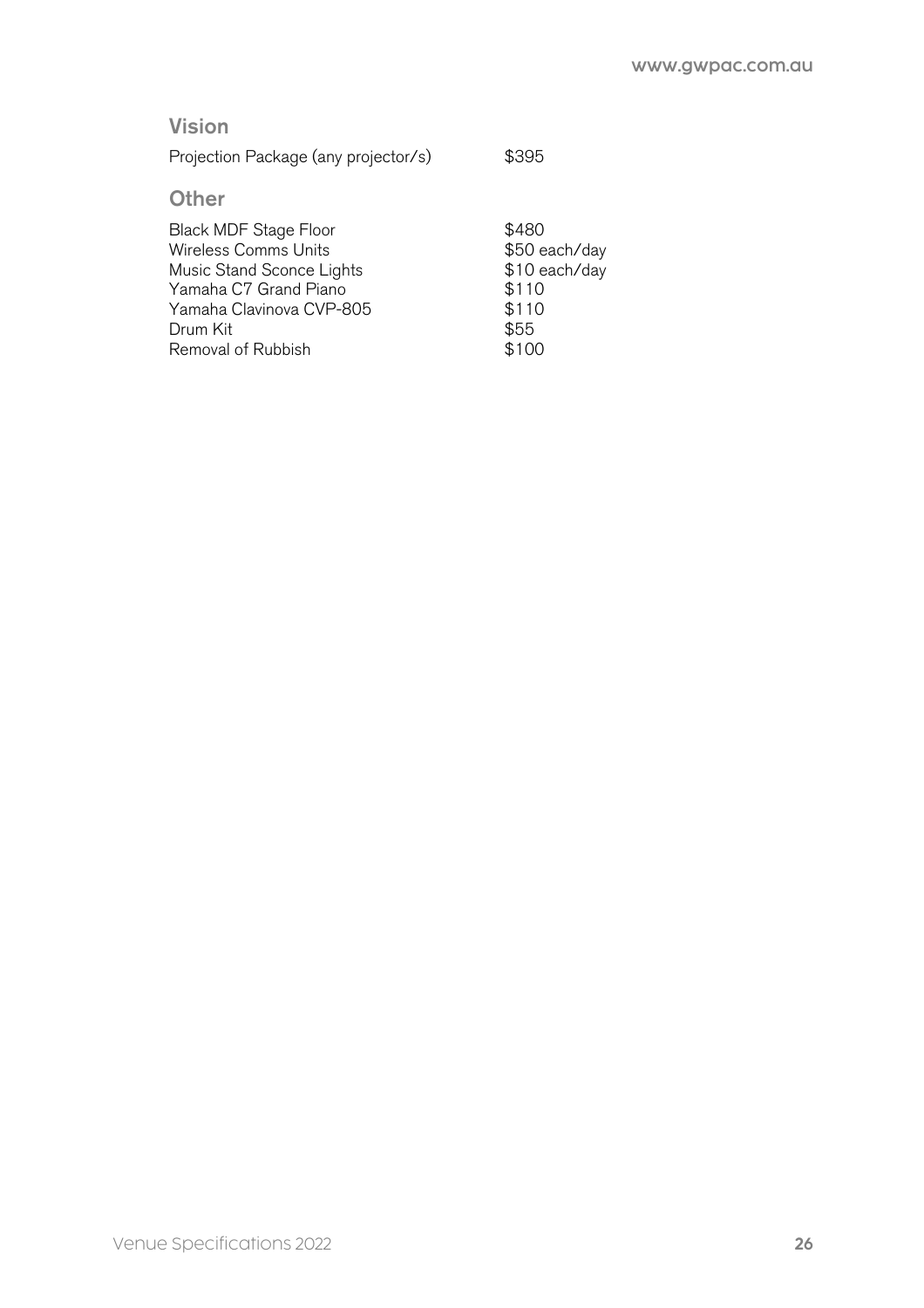## Vision

| | |
|---|---|
| Projection Package (any projector/s) | $395 |

## Other

| | |
|---|---|
| Black MDF Stage Floor | $480 |
| Wireless Comms Units | $50 each/day |
| Music Stand Sconce Lights | $10 each/day |
| Yamaha C7 Grand Piano | $110 |
| Yamaha Clavinova CVP-805 | $110 |
| Drum Kit | $55 |
| Removal of Rubbish | $100 |